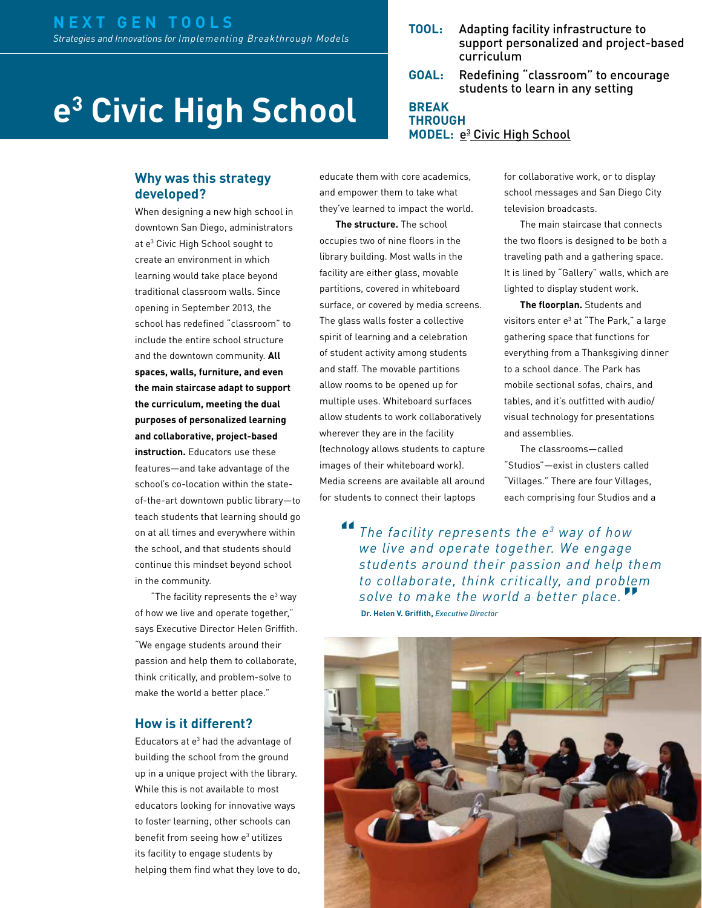**NEXT GEN TOOLS**
*Strategies and Innovations for Implementing Breakthrough Models*

# e$^3$ Civic High School

**TOOL:** Adapting facility infrastructure to support personalized and project-based curriculum

**GOAL:** Redefining "classroom" to encourage students to learn in any setting

**BREAKTHROUGH MODEL:** e$^3$ Civic High School

## Why was this strategy developed?

When designing a new high school in downtown San Diego, administrators at e$^3$ Civic High School sought to create an environment in which learning would take place beyond traditional classroom walls. Since opening in September 2013, the school has redefined "classroom" to include the entire school structure and the downtown community. **All spaces, walls, furniture, and even the main staircase adapt to support the curriculum, meeting the dual purposes of personalized learning and collaborative, project-based instruction.** Educators use these features—and take advantage of the school's co-location within the state-of-the-art downtown public library—to teach students that learning should go on at all times and everywhere within the school, and that students should continue this mindset beyond school in the community.

"The facility represents the e$^3$ way of how we live and operate together," says Executive Director Helen Griffith. "We engage students around their passion and help them to collaborate, think critically, and problem-solve to make the world a better place."

## How is it different?

Educators at e$^3$ had the advantage of building the school from the ground up in a unique project with the library. While this is not available to most educators looking for innovative ways to foster learning, other schools can benefit from seeing how e$^3$ utilizes its facility to engage students by helping them find what they love to do, educate them with core academics, and empower them to take what they've learned to impact the world.

**The structure.** The school occupies two of nine floors in the library building. Most walls in the facility are either glass, movable partitions, covered in whiteboard surface, or covered by media screens. The glass walls foster a collective spirit of learning and a celebration of student activity among students and staff. The movable partitions allow rooms to be opened up for multiple uses. Whiteboard surfaces allow students to work collaboratively wherever they are in the facility (technology allows students to capture images of their whiteboard work). Media screens are available all around for students to connect their laptops for collaborative work, or to display school messages and San Diego City television broadcasts.

The main staircase that connects the two floors is designed to be both a traveling path and a gathering space. It is lined by "Gallery" walls, which are lighted to display student work.

**The floorplan.** Students and visitors enter e$^3$ at "The Park," a large gathering space that functions for everything from a Thanksgiving dinner to a school dance. The Park has mobile sectional sofas, chairs, and tables, and it's outfitted with audio/visual technology for presentations and assemblies.

The classrooms—called "Studios"—exist in clusters called "Villages." There are four Villages, each comprising four Studios and a

> *"The facility represents the e$^3$ way of how we live and operate together. We engage students around their passion and help them to collaborate, think critically, and problem solve to make the world a better place."*
>
> **Dr. Helen V. Griffith,** *Executive Director*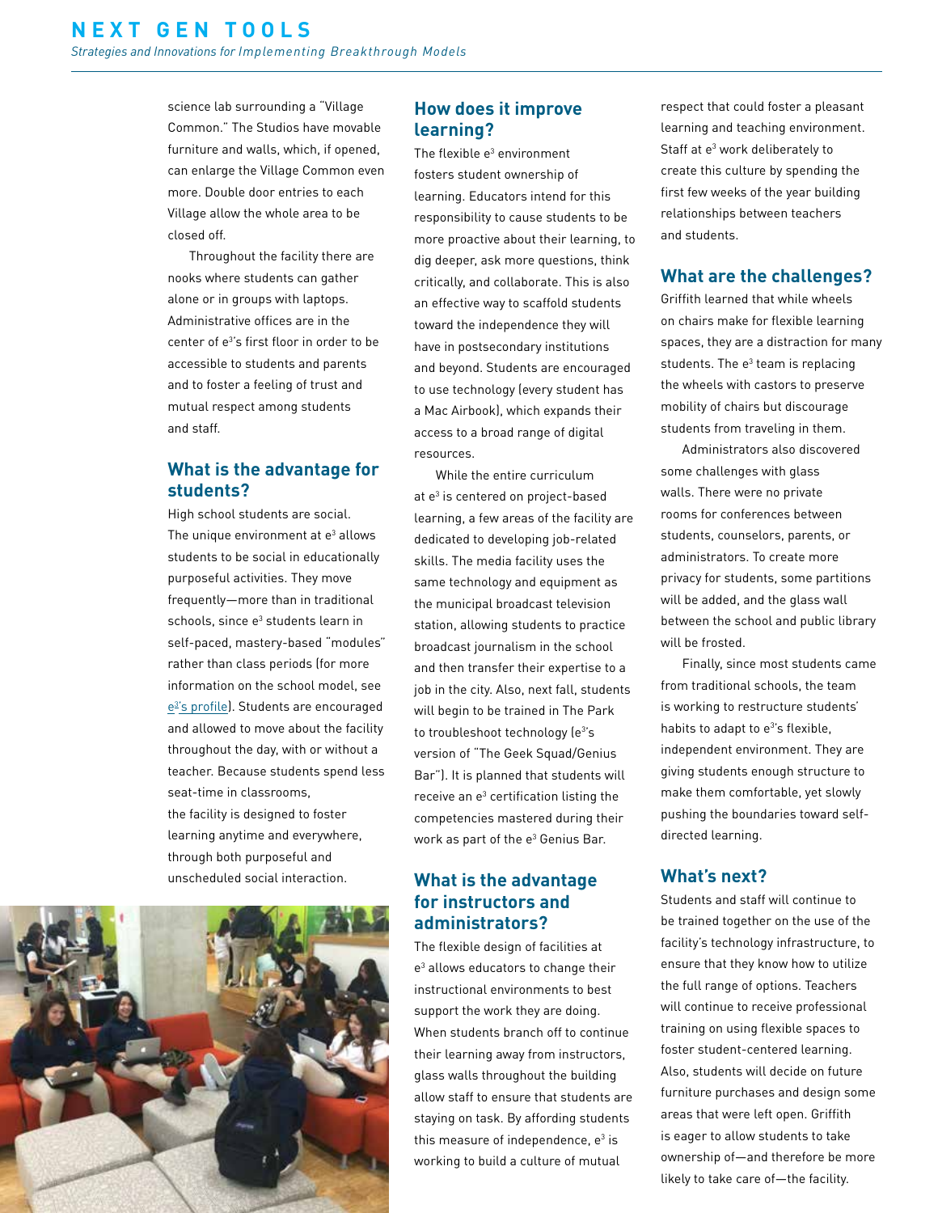science lab surrounding a "Village Common." The Studios have movable furniture and walls, which, if opened, can enlarge the Village Common even more. Double door entries to each Village allow the whole area to be closed off.

Throughout the facility there are nooks where students can gather alone or in groups with laptops. Administrative offices are in the center of e[3]'s first floor in order to be accessible to students and parents and to foster a feeling of trust and mutual respect among students and staff.

## What is the advantage for students?

High school students are social. The unique environment at e[3] allows students to be social in educationally purposeful activities. They move frequently—more than in traditional schools, since e[3] students learn in self-paced, mastery-based "modules" rather than class periods (for more information on the school model, see e[3]'s profile). Students are encouraged and allowed to move about the facility throughout the day, with or without a teacher. Because students spend less seat-time in classrooms, the facility is designed to foster learning anytime and everywhere, through both purposeful and unscheduled social interaction.

## How does it improve learning?

The flexible e[3] environment fosters student ownership of learning. Educators intend for this responsibility to cause students to be more proactive about their learning, to dig deeper, ask more questions, think critically, and collaborate. This is also an effective way to scaffold students toward the independence they will have in postsecondary institutions and beyond. Students are encouraged to use technology (every student has a Mac Airbook), which expands their access to a broad range of digital resources.

While the entire curriculum at e[3] is centered on project-based learning, a few areas of the facility are dedicated to developing job-related skills. The media facility uses the same technology and equipment as the municipal broadcast television station, allowing students to practice broadcast journalism in the school and then transfer their expertise to a job in the city. Also, next fall, students will begin to be trained in The Park to troubleshoot technology (e[3]'s version of "The Geek Squad/Genius Bar"). It is planned that students will receive an e[3] certification listing the competencies mastered during their work as part of the e[3] Genius Bar.

## What is the advantage for instructors and administrators?

The flexible design of facilities at e[3] allows educators to change their instructional environments to best support the work they are doing. When students branch off to continue their learning away from instructors, glass walls throughout the building allow staff to ensure that students are staying on task. By affording students this measure of independence, e[3] is working to build a culture of mutual respect that could foster a pleasant learning and teaching environment. Staff at e[3] work deliberately to create this culture by spending the first few weeks of the year building relationships between teachers and students.

## What are the challenges?

Griffith learned that while wheels on chairs make for flexible learning spaces, they are a distraction for many students. The e[3] team is replacing the wheels with castors to preserve mobility of chairs but discourage students from traveling in them.

Administrators also discovered some challenges with glass walls. There were no private rooms for conferences between students, counselors, parents, or administrators. To create more privacy for students, some partitions will be added, and the glass wall between the school and public library will be frosted.

Finally, since most students came from traditional schools, the team is working to restructure students' habits to adapt to e[3]'s flexible, independent environment. They are giving students enough structure to make them comfortable, yet slowly pushing the boundaries toward self-directed learning.

## What's next?

Students and staff will continue to be trained together on the use of the facility's technology infrastructure, to ensure that they know how to utilize the full range of options. Teachers will continue to receive professional training on using flexible spaces to foster student-centered learning. Also, students will decide on future furniture purchases and design some areas that were left open. Griffith is eager to allow students to take ownership of—and therefore be more likely to take care of—the facility.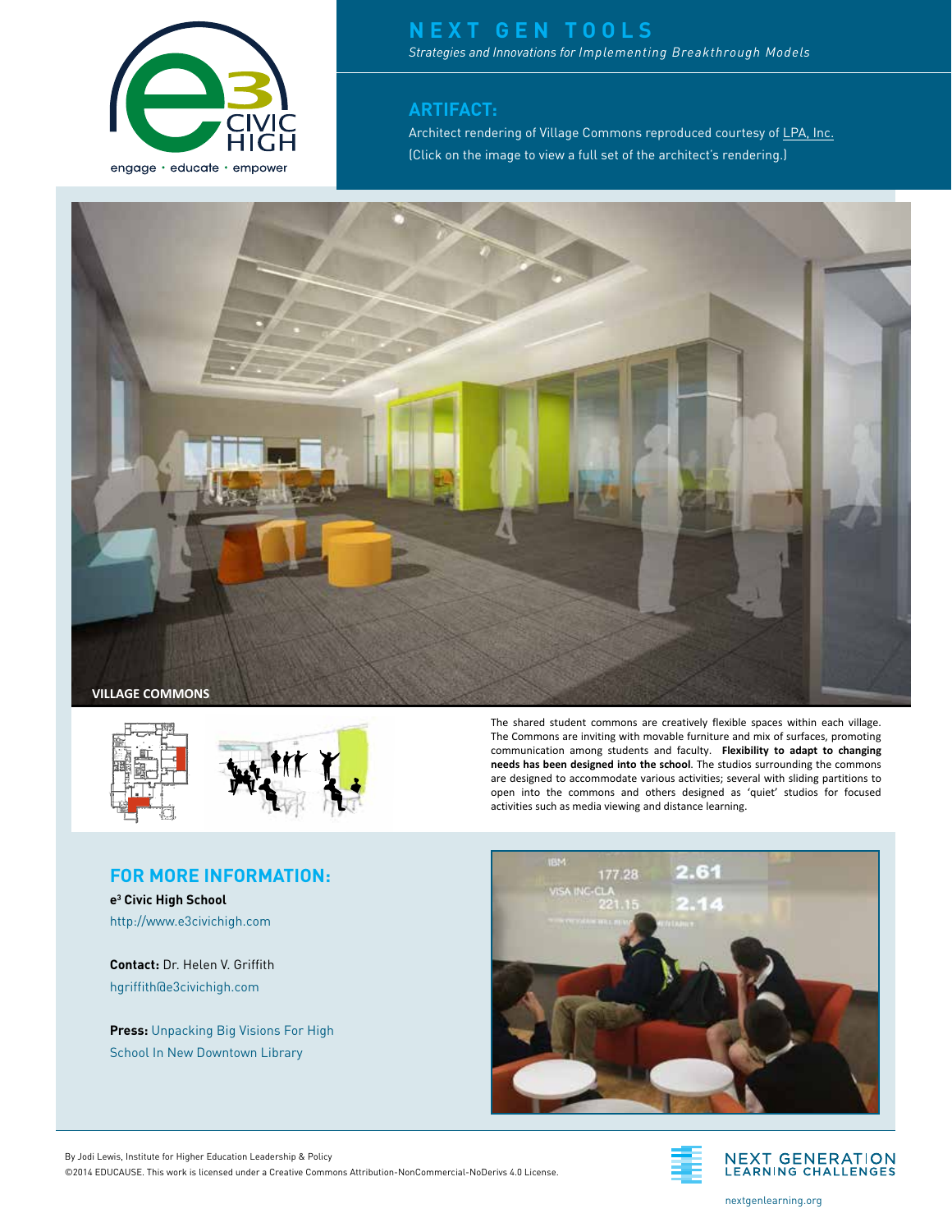# NEXT GEN TOOLS

*Strategies and Innovations for Implementing Breakthrough Models*

## ARTIFACT:

Architect rendering of Village Commons reproduced courtesy of LPA, Inc.
(Click on the image to view a full set of the architect's rendering.)

**VILLAGE COMMONS**

The shared student commons are creatively flexible spaces within each village. The Commons are inviting with movable furniture and mix of surfaces, promoting communication among students and faculty. **Flexibility to adapt to changing needs has been designed into the school**. The studios surrounding the commons are designed to accommodate various activities; several with sliding partitions to open into the commons and others designed as 'quiet' studios for focused activities such as media viewing and distance learning.

## FOR MORE INFORMATION:

**e[3] Civic High School**
http://www.e3civichigh.com

**Contact:** Dr. Helen V. Griffith
hgriffith@e3civichigh.com

**Press:** Unpacking Big Visions For High School In New Downtown Library

By Jodi Lewis, Institute for Higher Education Leadership & Policy
©2014 EDUCAUSE. This work is licensed under a Creative Commons Attribution-NonCommercial-NoDerivs 4.0 License.

NEXT GENERATION LEARNING CHALLENGES
nextgenlearning.org